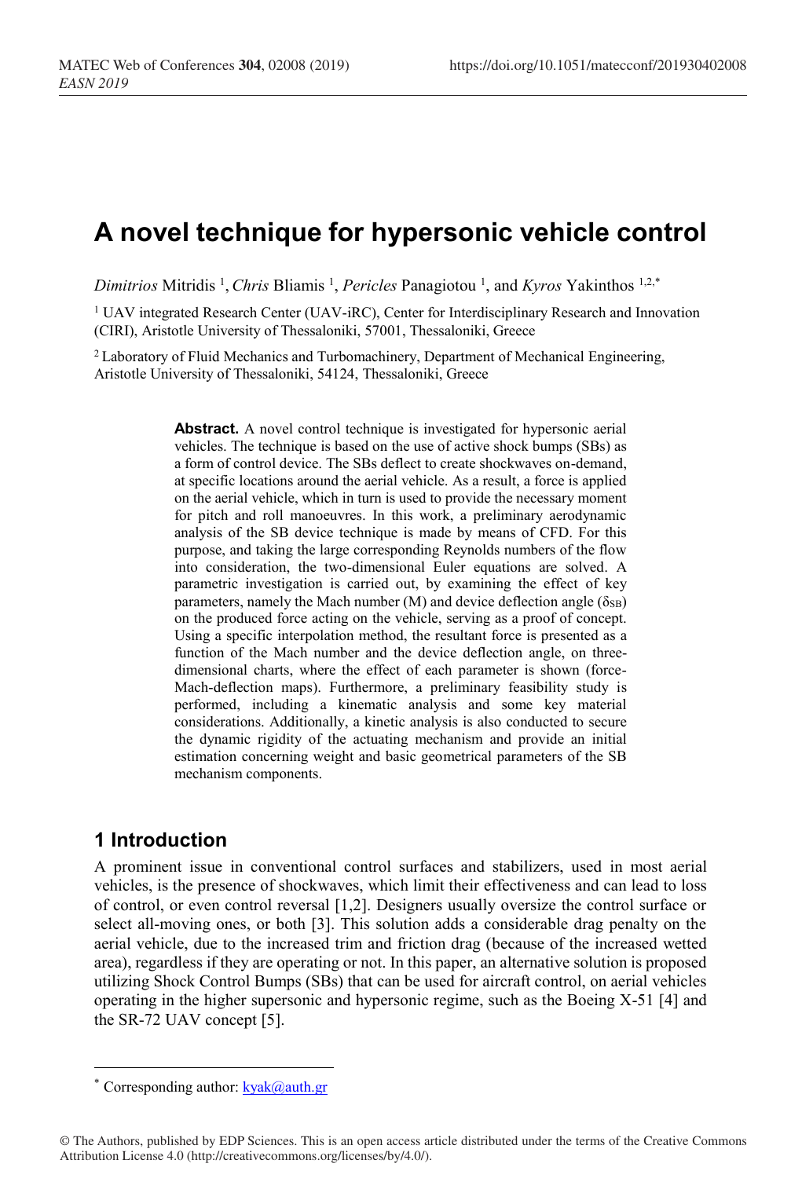# A novel technique for hypersonic vehicle control

*Dimitrios* Mitridis [1], *Chris* Bliamis [1], *Pericles* Panagiotou [1], and *Kyros* Yakinthos [1,2,*]

[1] UAV integrated Research Center (UAV-iRC), Center for Interdisciplinary Research and Innovation (CIRI), Aristotle University of Thessaloniki, 57001, Thessaloniki, Greece

[2] Laboratory of Fluid Mechanics and Turbomachinery, Department of Mechanical Engineering, Aristotle University of Thessaloniki, 54124, Thessaloniki, Greece

**Abstract.** A novel control technique is investigated for hypersonic aerial vehicles. The technique is based on the use of active shock bumps (SBs) as a form of control device. The SBs deflect to create shockwaves on-demand, at specific locations around the aerial vehicle. As a result, a force is applied on the aerial vehicle, which in turn is used to provide the necessary moment for pitch and roll manoeuvres. In this work, a preliminary aerodynamic analysis of the SB device technique is made by means of CFD. For this purpose, and taking the large corresponding Reynolds numbers of the flow into consideration, the two-dimensional Euler equations are solved. A parametric investigation is carried out, by examining the effect of key parameters, namely the Mach number (M) and device deflection angle ($\delta_{SB}$) on the produced force acting on the vehicle, serving as a proof of concept. Using a specific interpolation method, the resultant force is presented as a function of the Mach number and the device deflection angle, on three-dimensional charts, where the effect of each parameter is shown (force-Mach-deflection maps). Furthermore, a preliminary feasibility study is performed, including a kinematic analysis and some key material considerations. Additionally, a kinetic analysis is also conducted to secure the dynamic rigidity of the actuating mechanism and provide an initial estimation concerning weight and basic geometrical parameters of the SB mechanism components.

## 1 Introduction

A prominent issue in conventional control surfaces and stabilizers, used in most aerial vehicles, is the presence of shockwaves, which limit their effectiveness and can lead to loss of control, or even control reversal [1,2]. Designers usually oversize the control surface or select all-moving ones, or both [3]. This solution adds a considerable drag penalty on the aerial vehicle, due to the increased trim and friction drag (because of the increased wetted area), regardless if they are operating or not. In this paper, an alternative solution is proposed utilizing Shock Control Bumps (SBs) that can be used for aircraft control, on aerial vehicles operating in the higher supersonic and hypersonic regime, such as the Boeing X-51 [4] and the SR-72 UAV concept [5].

[*] Corresponding author: kyak@auth.gr

© The Authors, published by EDP Sciences. This is an open access article distributed under the terms of the Creative Commons Attribution License 4.0 (http://creativecommons.org/licenses/by/4.0/).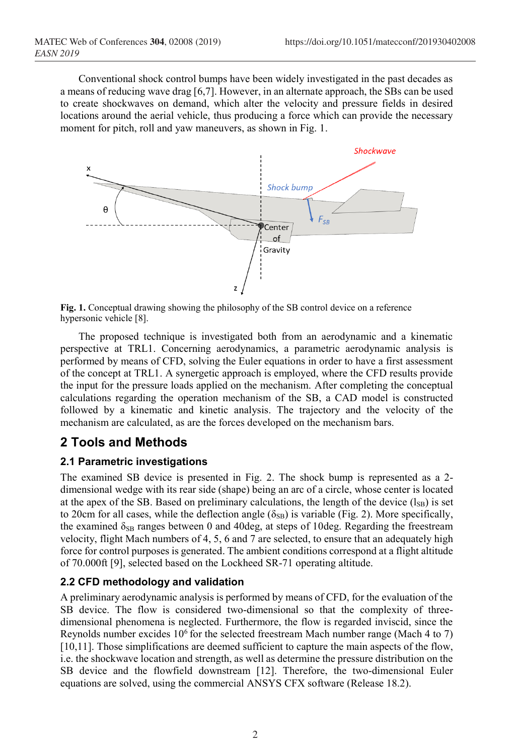Conventional shock control bumps have been widely investigated in the past decades as a means of reducing wave drag [6,7]. However, in an alternate approach, the SBs can be used to create shockwaves on demand, which alter the velocity and pressure fields in desired locations around the aerial vehicle, thus producing a force which can provide the necessary moment for pitch, roll and yaw maneuvers, as shown in Fig. 1.

**Fig. 1.** Conceptual drawing showing the philosophy of the SB control device on a reference hypersonic vehicle [8].

The proposed technique is investigated both from an aerodynamic and a kinematic perspective at TRL1. Concerning aerodynamics, a parametric aerodynamic analysis is performed by means of CFD, solving the Euler equations in order to have a first assessment of the concept at TRL1. A synergetic approach is employed, where the CFD results provide the input for the pressure loads applied on the mechanism. After completing the conceptual calculations regarding the operation mechanism of the SB, a CAD model is constructed followed by a kinematic and kinetic analysis. The trajectory and the velocity of the mechanism are calculated, as are the forces developed on the mechanism bars.

## 2 Tools and Methods

### 2.1 Parametric investigations

The examined SB device is presented in Fig. 2. The shock bump is represented as a 2-dimensional wedge with its rear side (shape) being an arc of a circle, whose center is located at the apex of the SB. Based on preliminary calculations, the length of the device ($l_{SB}$) is set to 20cm for all cases, while the deflection angle ($\delta_{SB}$) is variable (Fig. 2). More specifically, the examined $\delta_{SB}$ ranges between 0 and 40deg, at steps of 10deg. Regarding the freestream velocity, flight Mach numbers of 4, 5, 6 and 7 are selected, to ensure that an adequately high force for control purposes is generated. The ambient conditions correspond at a flight altitude of 70.000ft [9], selected based on the Lockheed SR-71 operating altitude.

### 2.2 CFD methodology and validation

A preliminary aerodynamic analysis is performed by means of CFD, for the evaluation of the SB device. The flow is considered two-dimensional so that the complexity of three-dimensional phenomena is neglected. Furthermore, the flow is regarded inviscid, since the Reynolds number excides $10^6$ for the selected freestream Mach number range (Mach 4 to 7) [10,11]. Those simplifications are deemed sufficient to capture the main aspects of the flow, i.e. the shockwave location and strength, as well as determine the pressure distribution on the SB device and the flowfield downstream [12]. Therefore, the two-dimensional Euler equations are solved, using the commercial ANSYS CFX software (Release 18.2).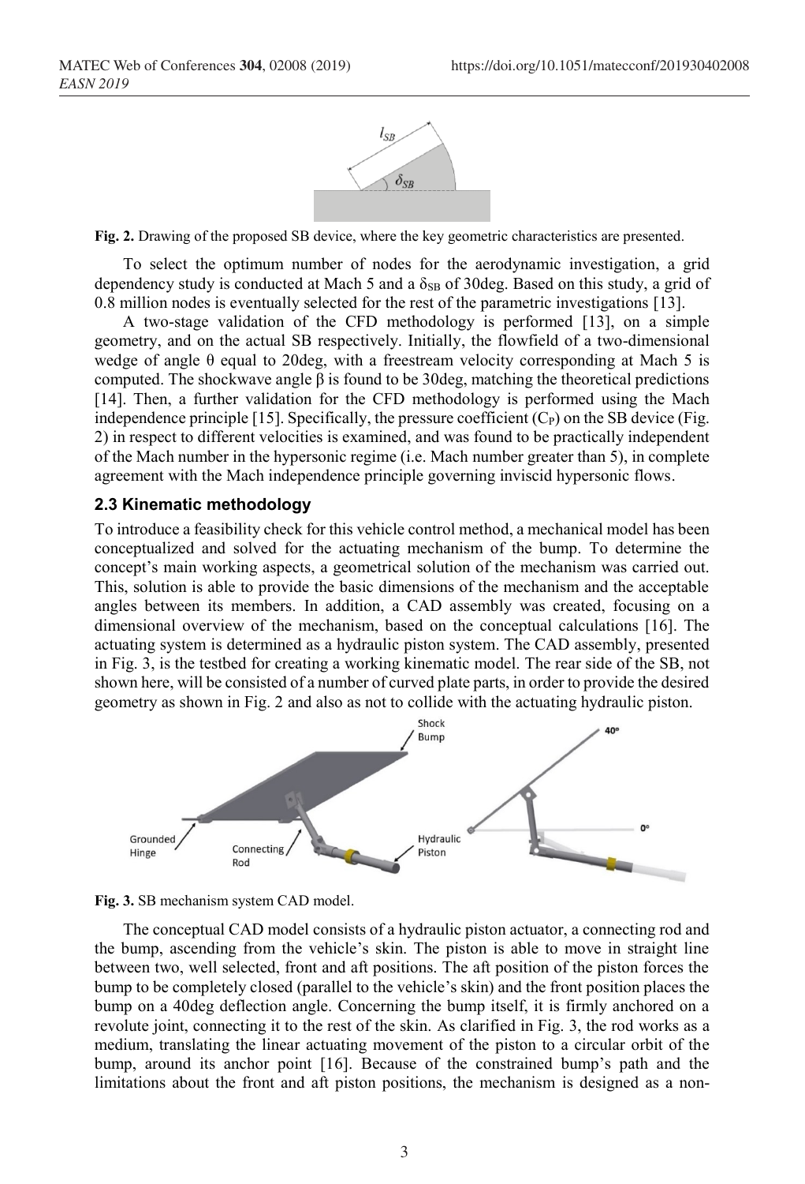**Fig. 2.** Drawing of the proposed SB device, where the key geometric characteristics are presented.

To select the optimum number of nodes for the aerodynamic investigation, a grid dependency study is conducted at Mach 5 and a $\delta_{SB}$ of 30deg. Based on this study, a grid of 0.8 million nodes is eventually selected for the rest of the parametric investigations [13].

A two-stage validation of the CFD methodology is performed [13], on a simple geometry, and on the actual SB respectively. Initially, the flowfield of a two-dimensional wedge of angle $\theta$ equal to 20deg, with a freestream velocity corresponding at Mach 5 is computed. The shockwave angle $\beta$ is found to be 30deg, matching the theoretical predictions [14]. Then, a further validation for the CFD methodology is performed using the Mach independence principle [15]. Specifically, the pressure coefficient ($C_P$) on the SB device (Fig. 2) in respect to different velocities is examined, and was found to be practically independent of the Mach number in the hypersonic regime (i.e. Mach number greater than 5), in complete agreement with the Mach independence principle governing inviscid hypersonic flows.

### 2.3 Kinematic methodology

To introduce a feasibility check for this vehicle control method, a mechanical model has been conceptualized and solved for the actuating mechanism of the bump. To determine the concept's main working aspects, a geometrical solution of the mechanism was carried out. This, solution is able to provide the basic dimensions of the mechanism and the acceptable angles between its members. In addition, a CAD assembly was created, focusing on a dimensional overview of the mechanism, based on the conceptual calculations [16]. The actuating system is determined as a hydraulic piston system. The CAD assembly, presented in Fig. 3, is the testbed for creating a working kinematic model. The rear side of the SB, not shown here, will be consisted of a number of curved plate parts, in order to provide the desired geometry as shown in Fig. 2 and also as not to collide with the actuating hydraulic piston.

**Fig. 3.** SB mechanism system CAD model.

The conceptual CAD model consists of a hydraulic piston actuator, a connecting rod and the bump, ascending from the vehicle's skin. The piston is able to move in straight line between two, well selected, front and aft positions. The aft position of the piston forces the bump to be completely closed (parallel to the vehicle's skin) and the front position places the bump on a 40deg deflection angle. Concerning the bump itself, it is firmly anchored on a revolute joint, connecting it to the rest of the skin. As clarified in Fig. 3, the rod works as a medium, translating the linear actuating movement of the piston to a circular orbit of the bump, around its anchor point [16]. Because of the constrained bump's path and the limitations about the front and aft piston positions, the mechanism is designed as a non-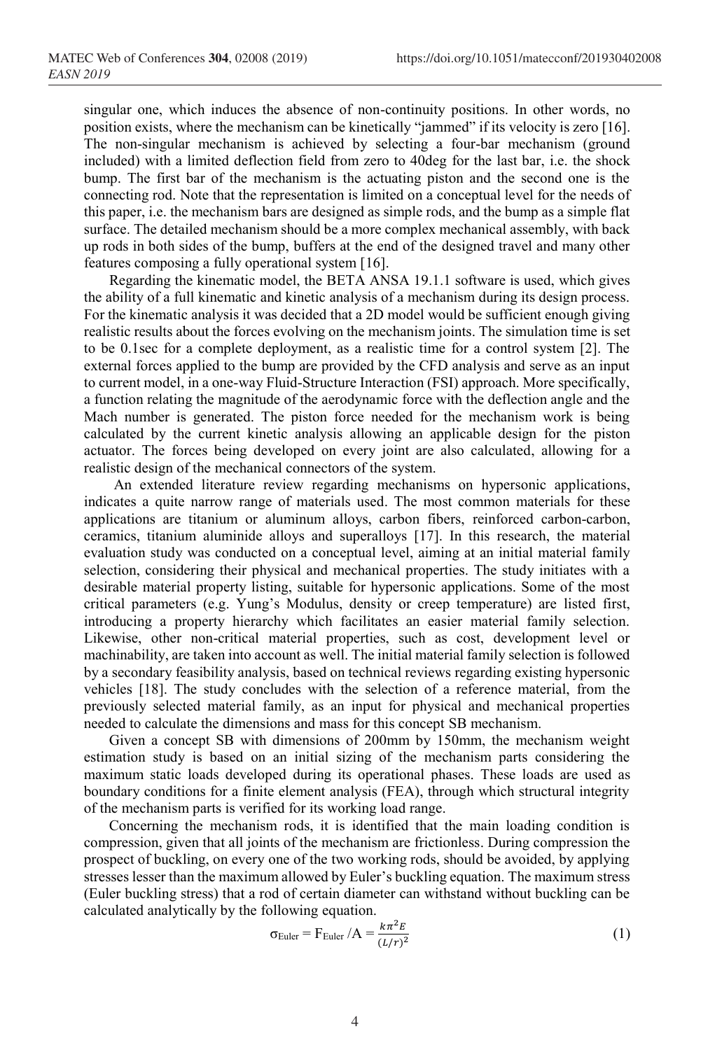singular one, which induces the absence of non-continuity positions. In other words, no position exists, where the mechanism can be kinetically "jammed" if its velocity is zero [16]. The non-singular mechanism is achieved by selecting a four-bar mechanism (ground included) with a limited deflection field from zero to 40deg for the last bar, i.e. the shock bump. The first bar of the mechanism is the actuating piston and the second one is the connecting rod. Note that the representation is limited on a conceptual level for the needs of this paper, i.e. the mechanism bars are designed as simple rods, and the bump as a simple flat surface. The detailed mechanism should be a more complex mechanical assembly, with back up rods in both sides of the bump, buffers at the end of the designed travel and many other features composing a fully operational system [16].

Regarding the kinematic model, the BETA ANSA 19.1.1 software is used, which gives the ability of a full kinematic and kinetic analysis of a mechanism during its design process. For the kinematic analysis it was decided that a 2D model would be sufficient enough giving realistic results about the forces evolving on the mechanism joints. The simulation time is set to be 0.1sec for a complete deployment, as a realistic time for a control system [2]. The external forces applied to the bump are provided by the CFD analysis and serve as an input to current model, in a one-way Fluid-Structure Interaction (FSI) approach. More specifically, a function relating the magnitude of the aerodynamic force with the deflection angle and the Mach number is generated. The piston force needed for the mechanism work is being calculated by the current kinetic analysis allowing an applicable design for the piston actuator. The forces being developed on every joint are also calculated, allowing for a realistic design of the mechanical connectors of the system.

An extended literature review regarding mechanisms on hypersonic applications, indicates a quite narrow range of materials used. The most common materials for these applications are titanium or aluminum alloys, carbon fibers, reinforced carbon-carbon, ceramics, titanium aluminide alloys and superalloys [17]. In this research, the material evaluation study was conducted on a conceptual level, aiming at an initial material family selection, considering their physical and mechanical properties. The study initiates with a desirable material property listing, suitable for hypersonic applications. Some of the most critical parameters (e.g. Yung's Modulus, density or creep temperature) are listed first, introducing a property hierarchy which facilitates an easier material family selection. Likewise, other non-critical material properties, such as cost, development level or machinability, are taken into account as well. The initial material family selection is followed by a secondary feasibility analysis, based on technical reviews regarding existing hypersonic vehicles [18]. The study concludes with the selection of a reference material, from the previously selected material family, as an input for physical and mechanical properties needed to calculate the dimensions and mass for this concept SB mechanism.

Given a concept SB with dimensions of 200mm by 150mm, the mechanism weight estimation study is based on an initial sizing of the mechanism parts considering the maximum static loads developed during its operational phases. These loads are used as boundary conditions for a finite element analysis (FEA), through which structural integrity of the mechanism parts is verified for its working load range.

Concerning the mechanism rods, it is identified that the main loading condition is compression, given that all joints of the mechanism are frictionless. During compression the prospect of buckling, on every one of the two working rods, should be avoided, by applying stresses lesser than the maximum allowed by Euler's buckling equation. The maximum stress (Euler buckling stress) that a rod of certain diameter can withstand without buckling can be calculated analytically by the following equation.

$$\sigma_{Euler} = F_{Euler} / A = \frac{k\pi^2 E}{(L/r)^2} \tag{1}$$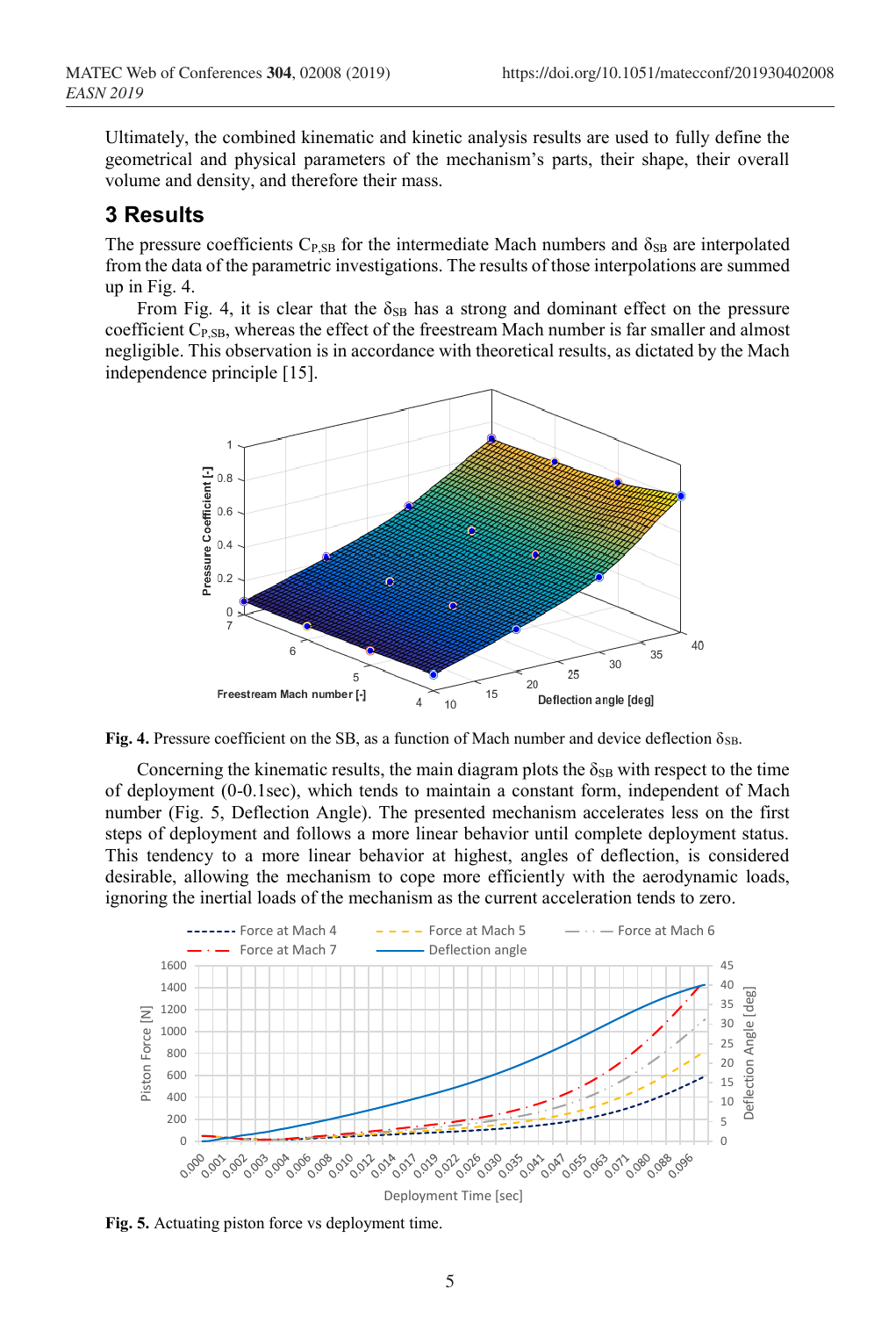Ultimately, the combined kinematic and kinetic analysis results are used to fully define the geometrical and physical parameters of the mechanism's parts, their shape, their overall volume and density, and therefore their mass.

## 3 Results

The pressure coefficients $C_{P,SB}$ for the intermediate Mach numbers and $\delta_{SB}$ are interpolated from the data of the parametric investigations. The results of those interpolations are summed up in Fig. 4.

From Fig. 4, it is clear that the $\delta_{SB}$ has a strong and dominant effect on the pressure coefficient $C_{P,SB}$, whereas the effect of the freestream Mach number is far smaller and almost negligible. This observation is in accordance with theoretical results, as dictated by the Mach independence principle [15].

**Fig. 4.** Pressure coefficient on the SB, as a function of Mach number and device deflection $\delta_{SB}$.

Concerning the kinematic results, the main diagram plots the $\delta_{SB}$ with respect to the time of deployment (0-0.1sec), which tends to maintain a constant form, independent of Mach number (Fig. 5, Deflection Angle). The presented mechanism accelerates less on the first steps of deployment and follows a more linear behavior until complete deployment status. This tendency to a more linear behavior at highest, angles of deflection, is considered desirable, allowing the mechanism to cope more efficiently with the aerodynamic loads, ignoring the inertial loads of the mechanism as the current acceleration tends to zero.

**Fig. 5.** Actuating piston force vs deployment time.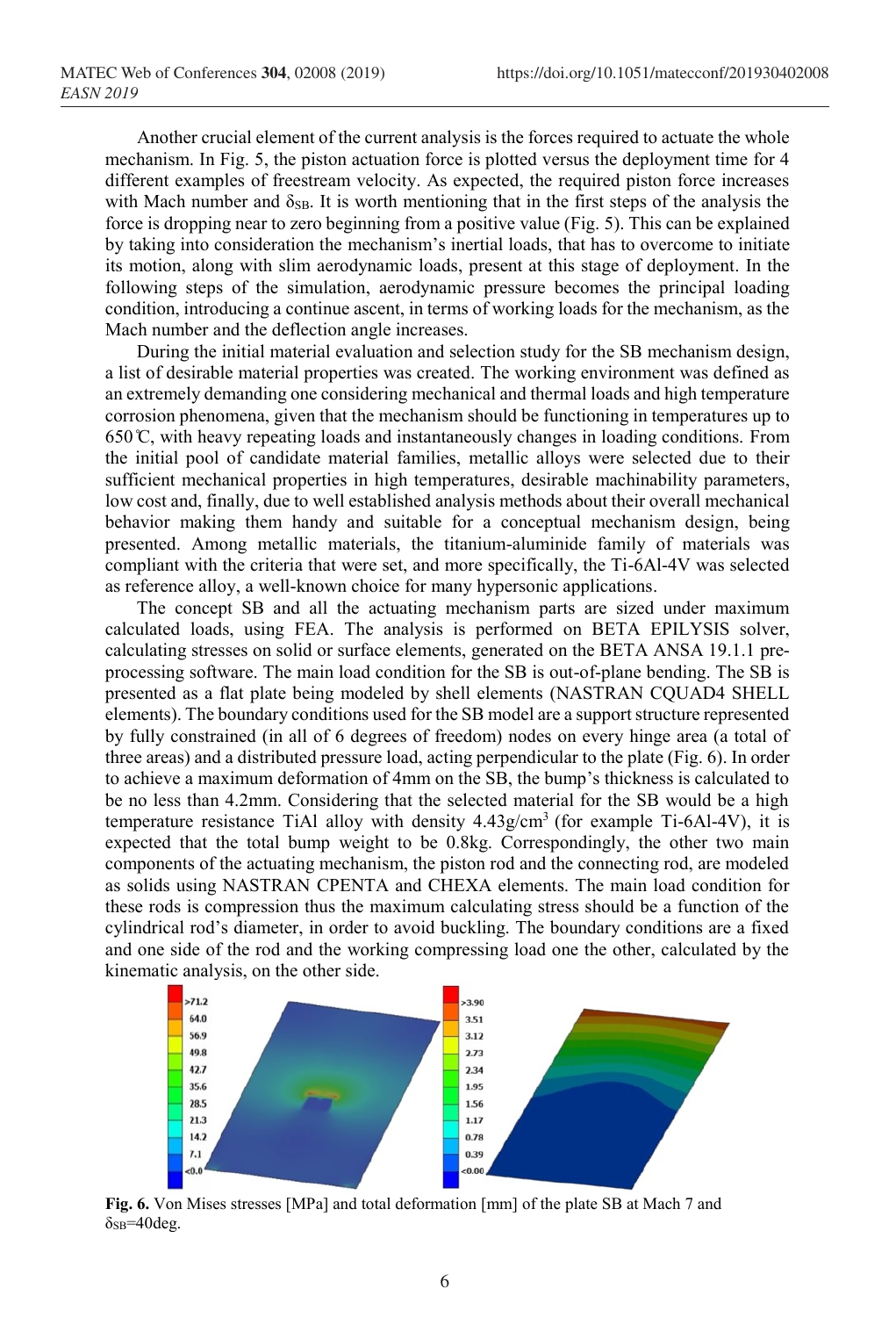Another crucial element of the current analysis is the forces required to actuate the whole mechanism. In Fig. 5, the piston actuation force is plotted versus the deployment time for 4 different examples of freestream velocity. As expected, the required piston force increases with Mach number and $\delta_{SB}$. It is worth mentioning that in the first steps of the analysis the force is dropping near to zero beginning from a positive value (Fig. 5). This can be explained by taking into consideration the mechanism's inertial loads, that has to overcome to initiate its motion, along with slim aerodynamic loads, present at this stage of deployment. In the following steps of the simulation, aerodynamic pressure becomes the principal loading condition, introducing a continue ascent, in terms of working loads for the mechanism, as the Mach number and the deflection angle increases.

During the initial material evaluation and selection study for the SB mechanism design, a list of desirable material properties was created. The working environment was defined as an extremely demanding one considering mechanical and thermal loads and high temperature corrosion phenomena, given that the mechanism should be functioning in temperatures up to 650℃, with heavy repeating loads and instantaneously changes in loading conditions. From the initial pool of candidate material families, metallic alloys were selected due to their sufficient mechanical properties in high temperatures, desirable machinability parameters, low cost and, finally, due to well established analysis methods about their overall mechanical behavior making them handy and suitable for a conceptual mechanism design, being presented. Among metallic materials, the titanium-aluminide family of materials was compliant with the criteria that were set, and more specifically, the Ti-6Al-4V was selected as reference alloy, a well-known choice for many hypersonic applications.

The concept SB and all the actuating mechanism parts are sized under maximum calculated loads, using FEA. The analysis is performed on BETA EPILYSIS solver, calculating stresses on solid or surface elements, generated on the BETA ANSA 19.1.1 pre-processing software. The main load condition for the SB is out-of-plane bending. The SB is presented as a flat plate being modeled by shell elements (NASTRAN CQUAD4 SHELL elements). The boundary conditions used for the SB model are a support structure represented by fully constrained (in all of 6 degrees of freedom) nodes on every hinge area (a total of three areas) and a distributed pressure load, acting perpendicular to the plate (Fig. 6). In order to achieve a maximum deformation of 4mm on the SB, the bump's thickness is calculated to be no less than 4.2mm. Considering that the selected material for the SB would be a high temperature resistance TiAl alloy with density 4.43g/cm$^3$ (for example Ti-6Al-4V), it is expected that the total bump weight to be 0.8kg. Correspondingly, the other two main components of the actuating mechanism, the piston rod and the connecting rod, are modeled as solids using NASTRAN CPENTA and CHEXA elements. The main load condition for these rods is compression thus the maximum calculating stress should be a function of the cylindrical rod's diameter, in order to avoid buckling. The boundary conditions are a fixed and one side of the rod and the working compressing load one the other, calculated by the kinematic analysis, on the other side.

**Fig. 6.** Von Mises stresses [MPa] and total deformation [mm] of the plate SB at Mach 7 and $\delta_{SB}$=40deg.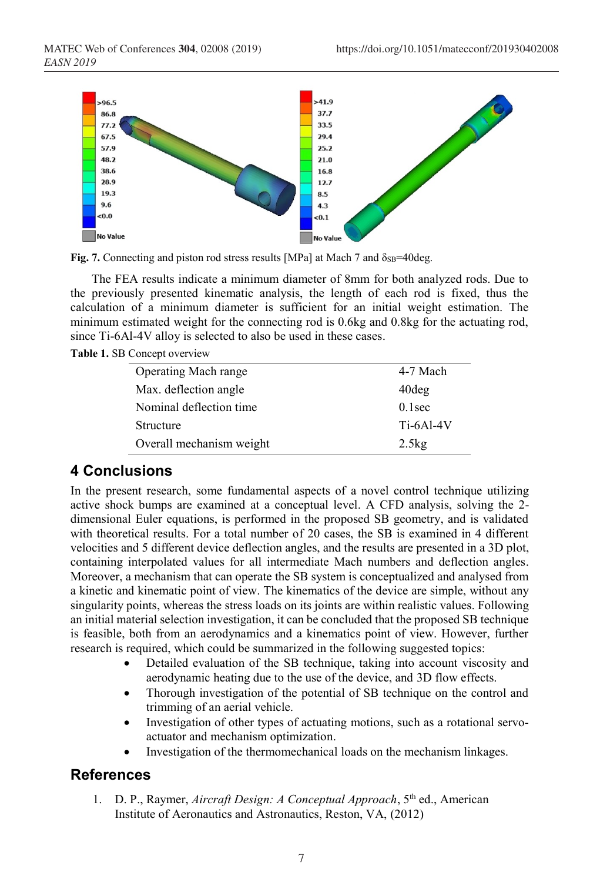Fig. 7. Connecting and piston rod stress results [MPa] at Mach 7 and $\delta_{SB}$=40deg.

The FEA results indicate a minimum diameter of 8mm for both analyzed rods. Due to the previously presented kinematic analysis, the length of each rod is fixed, thus the calculation of a minimum diameter is sufficient for an initial weight estimation. The minimum estimated weight for the connecting rod is 0.6kg and 0.8kg for the actuating rod, since Ti-6Al-4V alloy is selected to also be used in these cases.

**Table 1.** SB Concept overview

| | |
|---|---|
| Operating Mach range | 4-7 Mach |
| Max. deflection angle | 40deg |
| Nominal deflection time | 0.1sec |
| Structure | Ti-6Al-4V |
| Overall mechanism weight | 2.5kg |

## 4 Conclusions

In the present research, some fundamental aspects of a novel control technique utilizing active shock bumps are examined at a conceptual level. A CFD analysis, solving the 2-dimensional Euler equations, is performed in the proposed SB geometry, and is validated with theoretical results. For a total number of 20 cases, the SB is examined in 4 different velocities and 5 different device deflection angles, and the results are presented in a 3D plot, containing interpolated values for all intermediate Mach numbers and deflection angles. Moreover, a mechanism that can operate the SB system is conceptualized and analysed from a kinetic and kinematic point of view. The kinematics of the device are simple, without any singularity points, whereas the stress loads on its joints are within realistic values. Following an initial material selection investigation, it can be concluded that the proposed SB technique is feasible, both from an aerodynamics and a kinematics point of view. However, further research is required, which could be summarized in the following suggested topics:

- Detailed evaluation of the SB technique, taking into account viscosity and aerodynamic heating due to the use of the device, and 3D flow effects.
- Thorough investigation of the potential of SB technique on the control and trimming of an aerial vehicle.
- Investigation of other types of actuating motions, such as a rotational servo-actuator and mechanism optimization.
- Investigation of the thermomechanical loads on the mechanism linkages.

## References

1. D. P., Raymer, *Aircraft Design: A Conceptual Approach*, 5th ed., American Institute of Aeronautics and Astronautics, Reston, VA, (2012)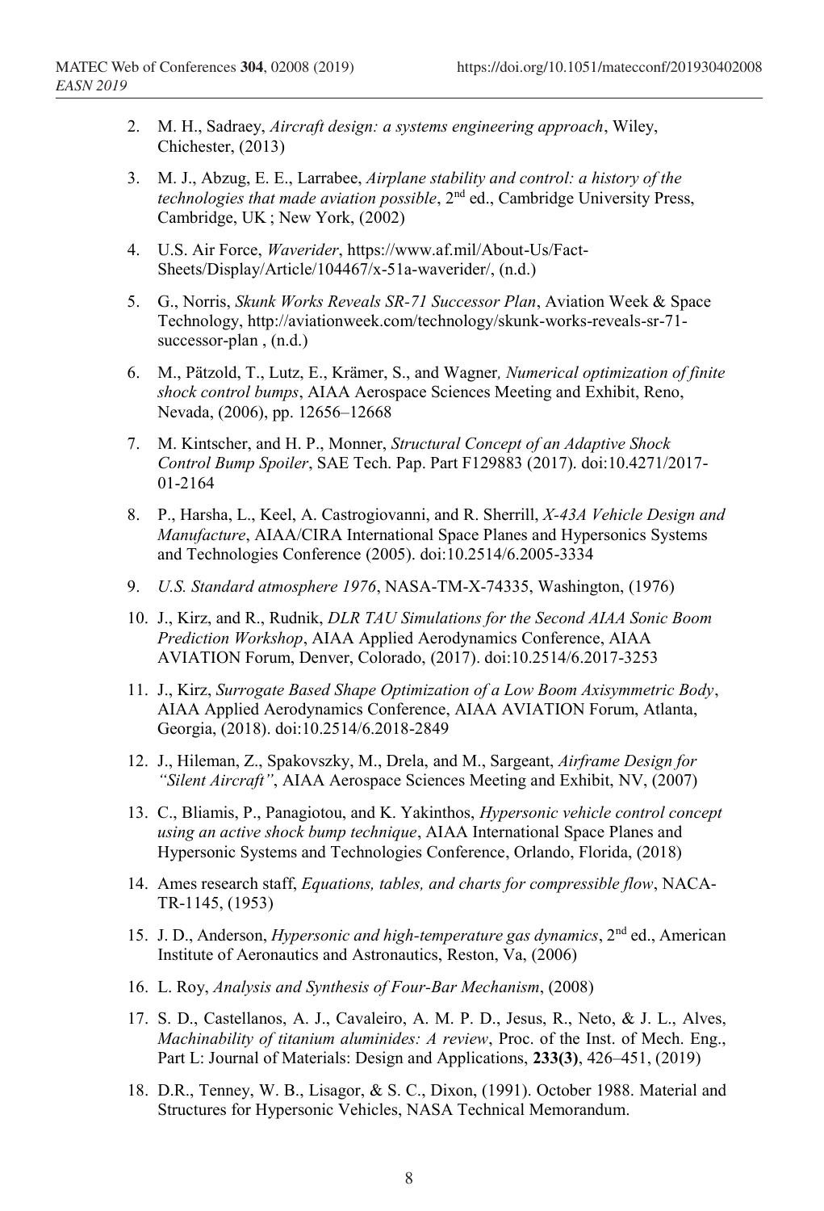2. M. H., Sadraey, *Aircraft design: a systems engineering approach*, Wiley, Chichester, (2013)
3. M. J., Abzug, E. E., Larrabee, *Airplane stability and control: a history of the technologies that made aviation possible*, 2nd ed., Cambridge University Press, Cambridge, UK ; New York, (2002)
4. U.S. Air Force, *Waverider*, https://www.af.mil/About-Us/Fact-Sheets/Display/Article/104467/x-51a-waverider/, (n.d.)
5. G., Norris, *Skunk Works Reveals SR-71 Successor Plan*, Aviation Week & Space Technology, http://aviationweek.com/technology/skunk-works-reveals-sr-71-successor-plan , (n.d.)
6. M., Pätzold, T., Lutz, E., Krämer, S., and Wagner*, Numerical optimization of finite shock control bumps*, AIAA Aerospace Sciences Meeting and Exhibit, Reno, Nevada, (2006), pp. 12656–12668
7. M. Kintscher, and H. P., Monner, *Structural Concept of an Adaptive Shock Control Bump Spoiler*, SAE Tech. Pap. Part F129883 (2017). doi:10.4271/2017-01-2164
8. P., Harsha, L., Keel, A. Castrogiovanni, and R. Sherrill, *X-43A Vehicle Design and Manufacture*, AIAA/CIRA International Space Planes and Hypersonics Systems and Technologies Conference (2005). doi:10.2514/6.2005-3334
9. *U.S. Standard atmosphere 1976*, NASA-TM-X-74335, Washington, (1976)
10. J., Kirz, and R., Rudnik, *DLR TAU Simulations for the Second AIAA Sonic Boom Prediction Workshop*, AIAA Applied Aerodynamics Conference, AIAA AVIATION Forum, Denver, Colorado, (2017). doi:10.2514/6.2017-3253
11. J., Kirz, *Surrogate Based Shape Optimization of a Low Boom Axisymmetric Body*, AIAA Applied Aerodynamics Conference, AIAA AVIATION Forum, Atlanta, Georgia, (2018). doi:10.2514/6.2018-2849
12. J., Hileman, Z., Spakovszky, M., Drela, and M., Sargeant, *Airframe Design for "Silent Aircraft"*, AIAA Aerospace Sciences Meeting and Exhibit, NV, (2007)
13. C., Bliamis, P., Panagiotou, and K. Yakinthos, *Hypersonic vehicle control concept using an active shock bump technique*, AIAA International Space Planes and Hypersonic Systems and Technologies Conference, Orlando, Florida, (2018)
14. Ames research staff, *Equations, tables, and charts for compressible flow*, NACA-TR-1145, (1953)
15. J. D., Anderson, *Hypersonic and high-temperature gas dynamics*, 2nd ed., American Institute of Aeronautics and Astronautics, Reston, Va, (2006)
16. L. Roy, *Analysis and Synthesis of Four-Bar Mechanism*, (2008)
17. S. D., Castellanos, A. J., Cavaleiro, A. M. P. D., Jesus, R., Neto, & J. L., Alves, *Machinability of titanium aluminides: A review*, Proc. of the Inst. of Mech. Eng., Part L: Journal of Materials: Design and Applications, **233(3)**, 426–451, (2019)
18. D.R., Tenney, W. B., Lisagor, & S. C., Dixon, (1991). October 1988. Material and Structures for Hypersonic Vehicles, NASA Technical Memorandum.